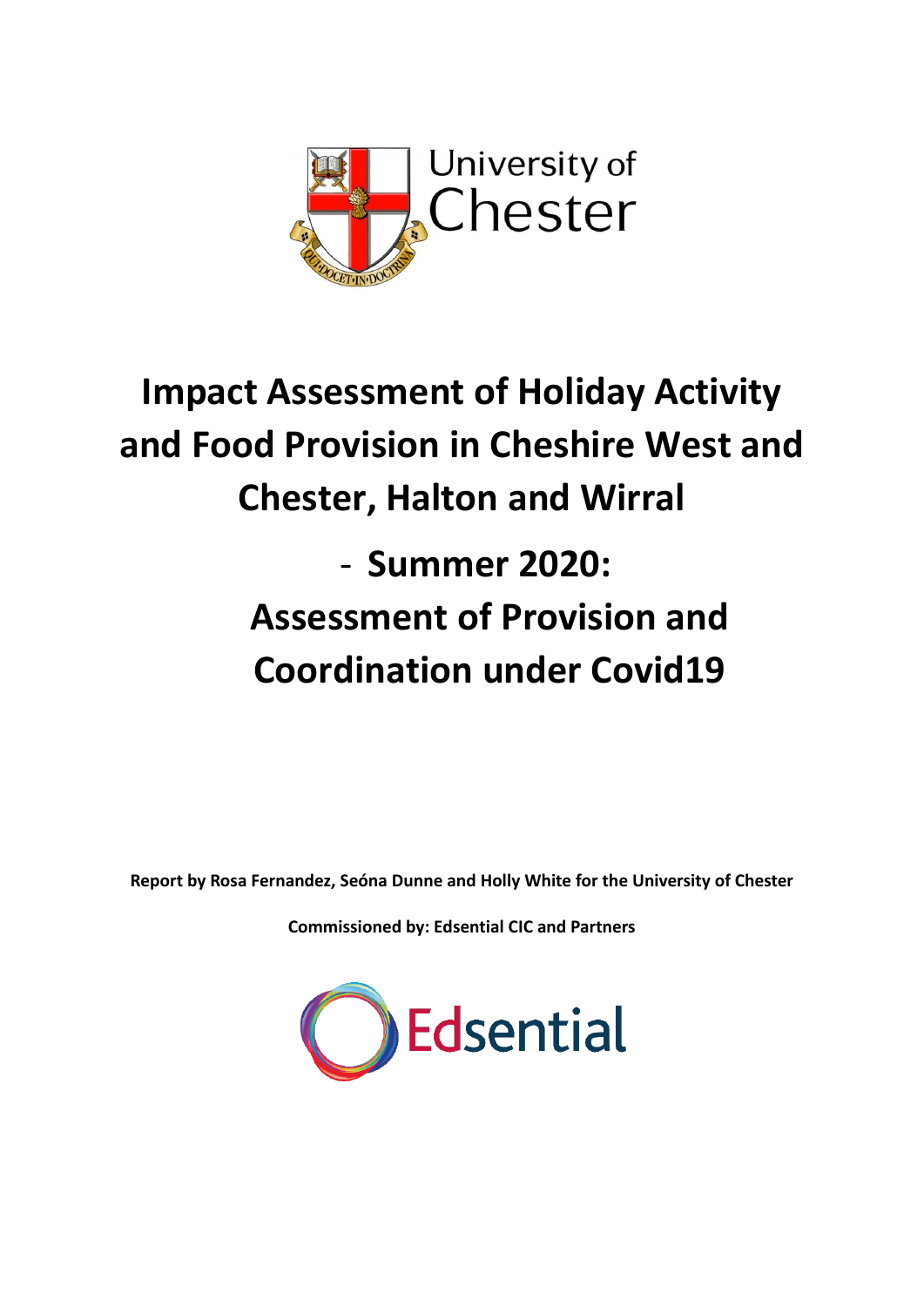# Impact Assessment of Holiday Activity and Food Provision in Cheshire West and Chester, Halton and Wirral

## - Summer 2020: Assessment of Provision and Coordination under Covid19

**Report by Rosa Fernandez, Seóna Dunne and Holly White for the University of Chester**

**Commissioned by: Edsential CIC and Partners**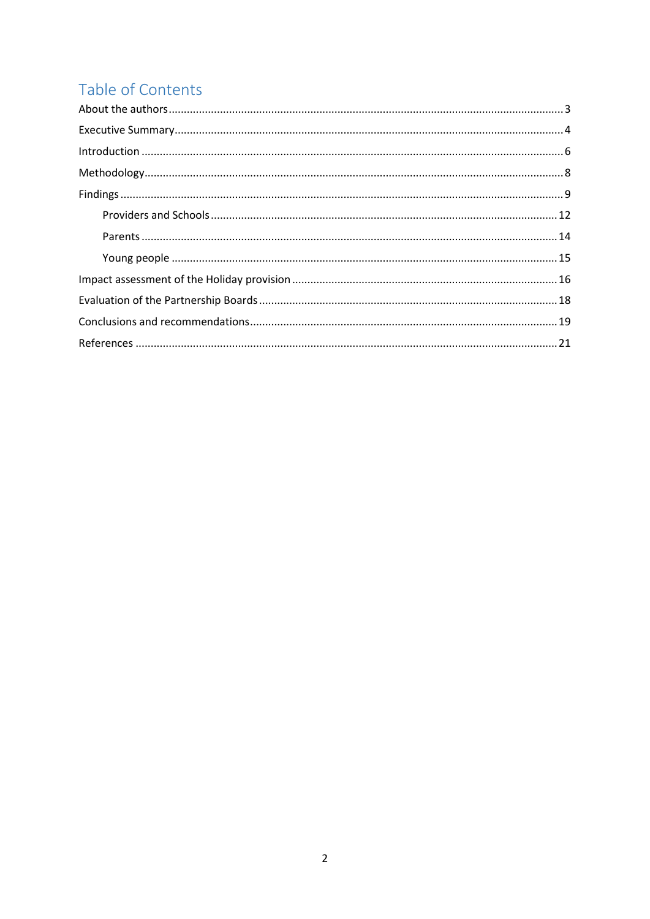# Table of Contents

- About the authors ..... 3
- Executive Summary ..... 4
- Introduction ..... 6
- Methodology ..... 8
- Findings ..... 9
  - Providers and Schools ..... 12
  - Parents ..... 14
  - Young people ..... 15
- Impact assessment of the Holiday provision ..... 16
- Evaluation of the Partnership Boards ..... 18
- Conclusions and recommendations ..... 19
- References ..... 21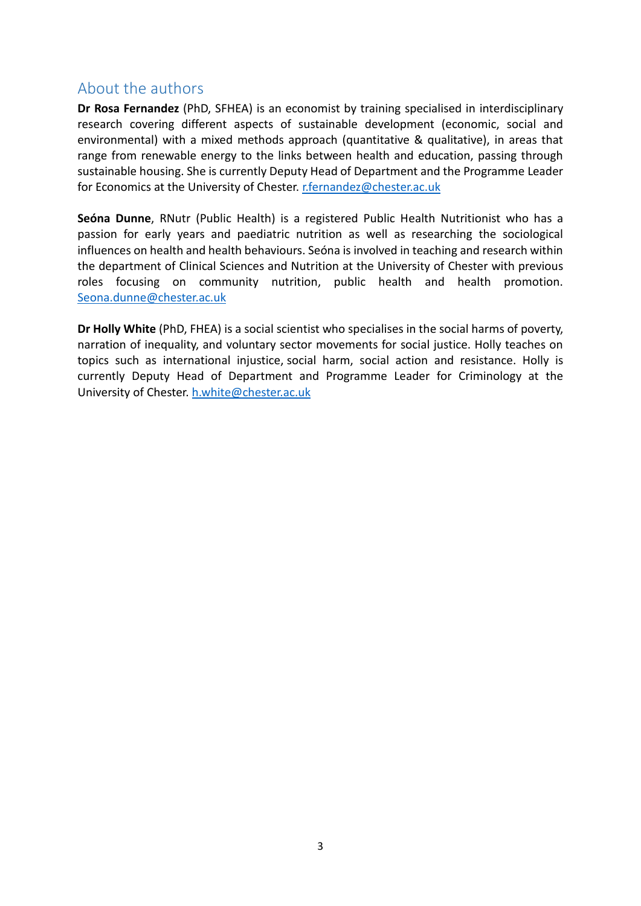## About the authors

**Dr Rosa Fernandez** (PhD, SFHEA) is an economist by training specialised in interdisciplinary research covering different aspects of sustainable development (economic, social and environmental) with a mixed methods approach (quantitative & qualitative), in areas that range from renewable energy to the links between health and education, passing through sustainable housing. She is currently Deputy Head of Department and the Programme Leader for Economics at the University of Chester. r.fernandez@chester.ac.uk

**Seóna Dunne**, RNutr (Public Health) is a registered Public Health Nutritionist who has a passion for early years and paediatric nutrition as well as researching the sociological influences on health and health behaviours. Seóna is involved in teaching and research within the department of Clinical Sciences and Nutrition at the University of Chester with previous roles focusing on community nutrition, public health and health promotion. Seona.dunne@chester.ac.uk

**Dr Holly White** (PhD, FHEA) is a social scientist who specialises in the social harms of poverty, narration of inequality, and voluntary sector movements for social justice. Holly teaches on topics such as international injustice, social harm, social action and resistance. Holly is currently Deputy Head of Department and Programme Leader for Criminology at the University of Chester. h.white@chester.ac.uk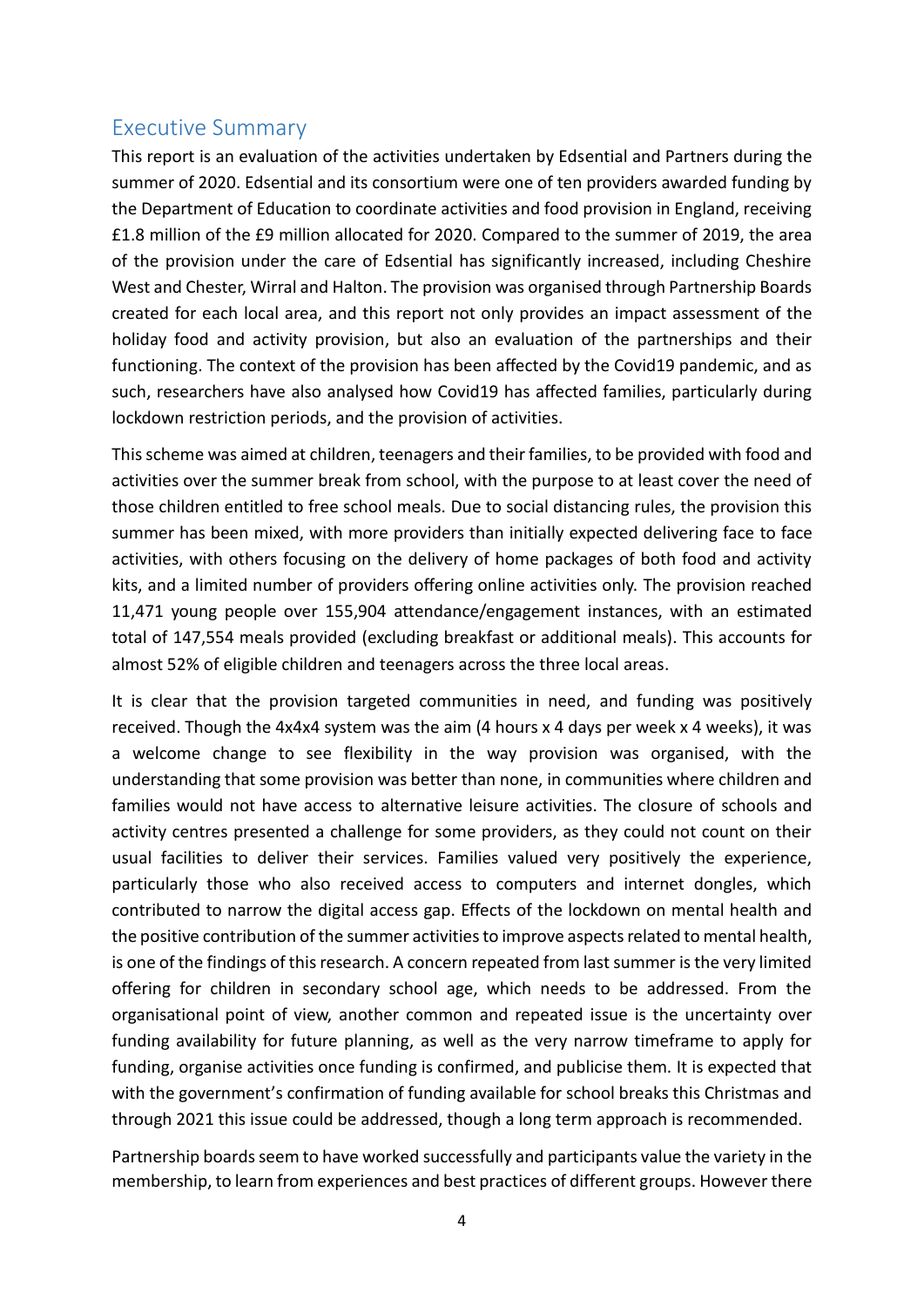## Executive Summary

This report is an evaluation of the activities undertaken by Edsential and Partners during the summer of 2020. Edsential and its consortium were one of ten providers awarded funding by the Department of Education to coordinate activities and food provision in England, receiving £1.8 million of the £9 million allocated for 2020. Compared to the summer of 2019, the area of the provision under the care of Edsential has significantly increased, including Cheshire West and Chester, Wirral and Halton. The provision was organised through Partnership Boards created for each local area, and this report not only provides an impact assessment of the holiday food and activity provision, but also an evaluation of the partnerships and their functioning. The context of the provision has been affected by the Covid19 pandemic, and as such, researchers have also analysed how Covid19 has affected families, particularly during lockdown restriction periods, and the provision of activities.

This scheme was aimed at children, teenagers and their families, to be provided with food and activities over the summer break from school, with the purpose to at least cover the need of those children entitled to free school meals. Due to social distancing rules, the provision this summer has been mixed, with more providers than initially expected delivering face to face activities, with others focusing on the delivery of home packages of both food and activity kits, and a limited number of providers offering online activities only. The provision reached 11,471 young people over 155,904 attendance/engagement instances, with an estimated total of 147,554 meals provided (excluding breakfast or additional meals). This accounts for almost 52% of eligible children and teenagers across the three local areas.

It is clear that the provision targeted communities in need, and funding was positively received. Though the 4x4x4 system was the aim (4 hours x 4 days per week x 4 weeks), it was a welcome change to see flexibility in the way provision was organised, with the understanding that some provision was better than none, in communities where children and families would not have access to alternative leisure activities. The closure of schools and activity centres presented a challenge for some providers, as they could not count on their usual facilities to deliver their services. Families valued very positively the experience, particularly those who also received access to computers and internet dongles, which contributed to narrow the digital access gap. Effects of the lockdown on mental health and the positive contribution of the summer activities to improve aspects related to mental health, is one of the findings of this research. A concern repeated from last summer is the very limited offering for children in secondary school age, which needs to be addressed. From the organisational point of view, another common and repeated issue is the uncertainty over funding availability for future planning, as well as the very narrow timeframe to apply for funding, organise activities once funding is confirmed, and publicise them. It is expected that with the government's confirmation of funding available for school breaks this Christmas and through 2021 this issue could be addressed, though a long term approach is recommended.

Partnership boards seem to have worked successfully and participants value the variety in the membership, to learn from experiences and best practices of different groups. However there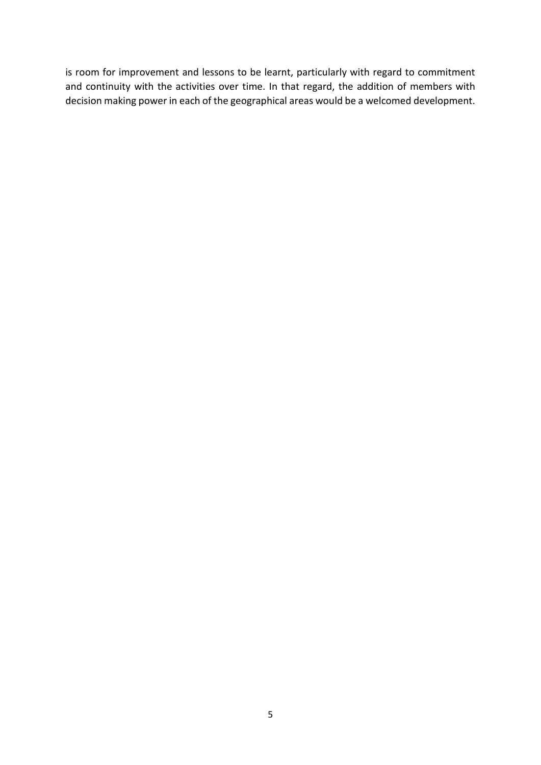is room for improvement and lessons to be learnt, particularly with regard to commitment and continuity with the activities over time. In that regard, the addition of members with decision making power in each of the geographical areas would be a welcomed development.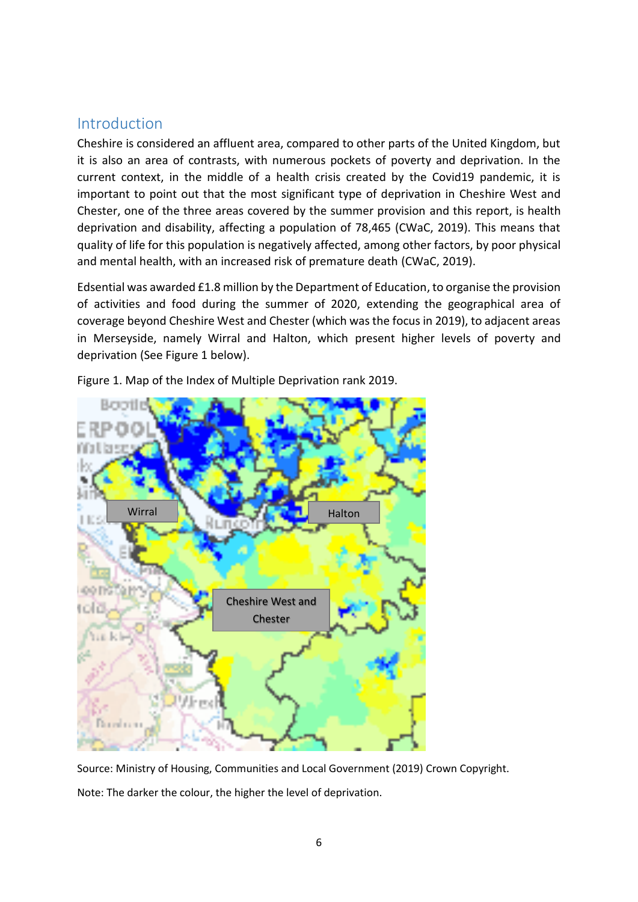## Introduction

Cheshire is considered an affluent area, compared to other parts of the United Kingdom, but it is also an area of contrasts, with numerous pockets of poverty and deprivation. In the current context, in the middle of a health crisis created by the Covid19 pandemic, it is important to point out that the most significant type of deprivation in Cheshire West and Chester, one of the three areas covered by the summer provision and this report, is health deprivation and disability, affecting a population of 78,465 (CWaC, 2019). This means that quality of life for this population is negatively affected, among other factors, by poor physical and mental health, with an increased risk of premature death (CWaC, 2019).

Edsential was awarded £1.8 million by the Department of Education, to organise the provision of activities and food during the summer of 2020, extending the geographical area of coverage beyond Cheshire West and Chester (which was the focus in 2019), to adjacent areas in Merseyside, namely Wirral and Halton, which present higher levels of poverty and deprivation (See Figure 1 below).

Figure 1. Map of the Index of Multiple Deprivation rank 2019.

Source: Ministry of Housing, Communities and Local Government (2019) Crown Copyright.

Note: The darker the colour, the higher the level of deprivation.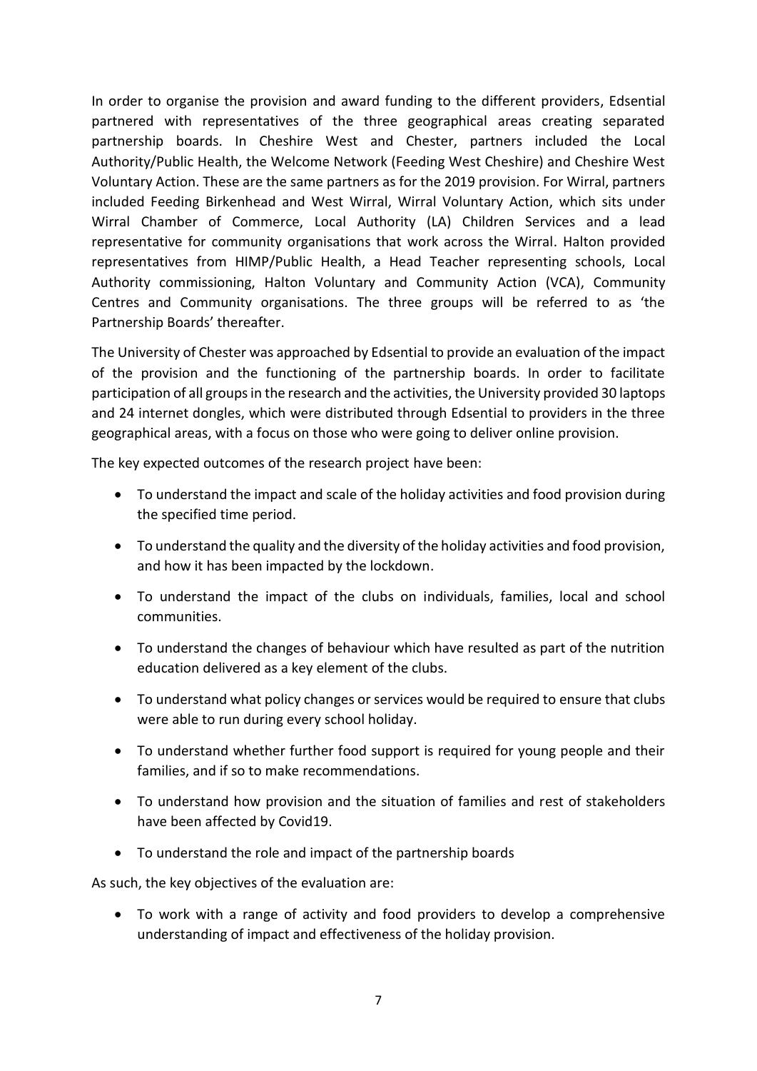In order to organise the provision and award funding to the different providers, Edsential partnered with representatives of the three geographical areas creating separated partnership boards. In Cheshire West and Chester, partners included the Local Authority/Public Health, the Welcome Network (Feeding West Cheshire) and Cheshire West Voluntary Action. These are the same partners as for the 2019 provision. For Wirral, partners included Feeding Birkenhead and West Wirral, Wirral Voluntary Action, which sits under Wirral Chamber of Commerce, Local Authority (LA) Children Services and a lead representative for community organisations that work across the Wirral. Halton provided representatives from HIMP/Public Health, a Head Teacher representing schools, Local Authority commissioning, Halton Voluntary and Community Action (VCA), Community Centres and Community organisations. The three groups will be referred to as 'the Partnership Boards' thereafter.

The University of Chester was approached by Edsential to provide an evaluation of the impact of the provision and the functioning of the partnership boards. In order to facilitate participation of all groups in the research and the activities, the University provided 30 laptops and 24 internet dongles, which were distributed through Edsential to providers in the three geographical areas, with a focus on those who were going to deliver online provision.

The key expected outcomes of the research project have been:

- To understand the impact and scale of the holiday activities and food provision during the specified time period.
- To understand the quality and the diversity of the holiday activities and food provision, and how it has been impacted by the lockdown.
- To understand the impact of the clubs on individuals, families, local and school communities.
- To understand the changes of behaviour which have resulted as part of the nutrition education delivered as a key element of the clubs.
- To understand what policy changes or services would be required to ensure that clubs were able to run during every school holiday.
- To understand whether further food support is required for young people and their families, and if so to make recommendations.
- To understand how provision and the situation of families and rest of stakeholders have been affected by Covid19.
- To understand the role and impact of the partnership boards

As such, the key objectives of the evaluation are:

- To work with a range of activity and food providers to develop a comprehensive understanding of impact and effectiveness of the holiday provision.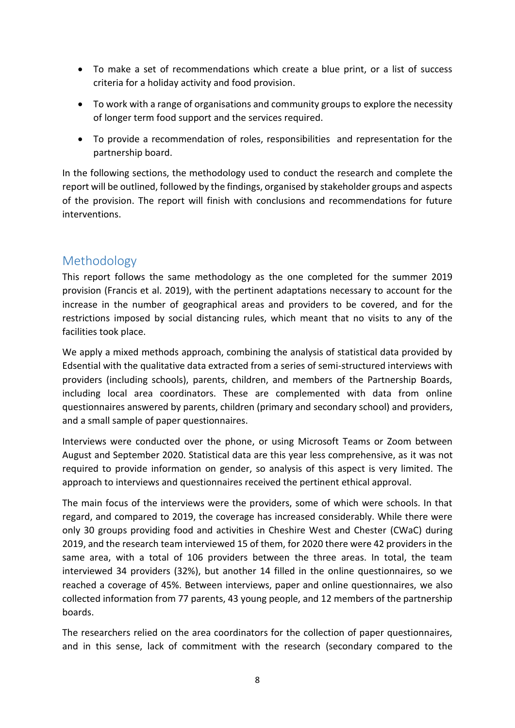- To make a set of recommendations which create a blue print, or a list of success criteria for a holiday activity and food provision.
- To work with a range of organisations and community groups to explore the necessity of longer term food support and the services required.
- To provide a recommendation of roles, responsibilities and representation for the partnership board.

In the following sections, the methodology used to conduct the research and complete the report will be outlined, followed by the findings, organised by stakeholder groups and aspects of the provision. The report will finish with conclusions and recommendations for future interventions.

## Methodology

This report follows the same methodology as the one completed for the summer 2019 provision (Francis et al. 2019), with the pertinent adaptations necessary to account for the increase in the number of geographical areas and providers to be covered, and for the restrictions imposed by social distancing rules, which meant that no visits to any of the facilities took place.

We apply a mixed methods approach, combining the analysis of statistical data provided by Edsential with the qualitative data extracted from a series of semi-structured interviews with providers (including schools), parents, children, and members of the Partnership Boards, including local area coordinators. These are complemented with data from online questionnaires answered by parents, children (primary and secondary school) and providers, and a small sample of paper questionnaires.

Interviews were conducted over the phone, or using Microsoft Teams or Zoom between August and September 2020. Statistical data are this year less comprehensive, as it was not required to provide information on gender, so analysis of this aspect is very limited. The approach to interviews and questionnaires received the pertinent ethical approval.

The main focus of the interviews were the providers, some of which were schools. In that regard, and compared to 2019, the coverage has increased considerably. While there were only 30 groups providing food and activities in Cheshire West and Chester (CWaC) during 2019, and the research team interviewed 15 of them, for 2020 there were 42 providers in the same area, with a total of 106 providers between the three areas. In total, the team interviewed 34 providers (32%), but another 14 filled in the online questionnaires, so we reached a coverage of 45%. Between interviews, paper and online questionnaires, we also collected information from 77 parents, 43 young people, and 12 members of the partnership boards.

The researchers relied on the area coordinators for the collection of paper questionnaires, and in this sense, lack of commitment with the research (secondary compared to the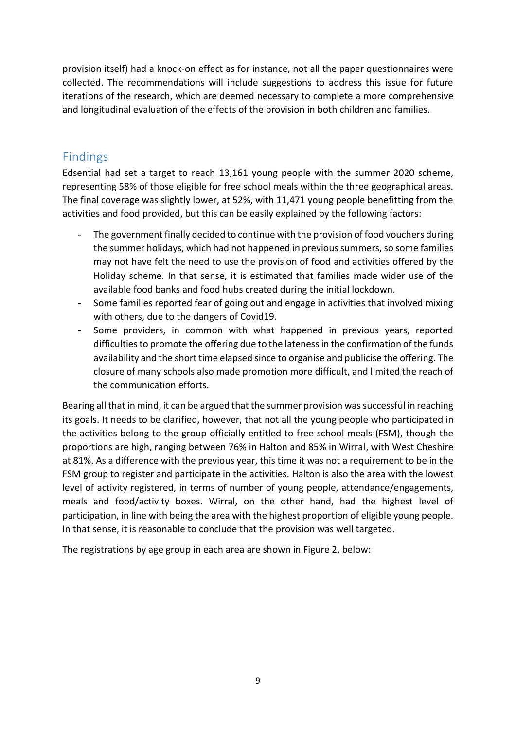provision itself) had a knock-on effect as for instance, not all the paper questionnaires were collected. The recommendations will include suggestions to address this issue for future iterations of the research, which are deemed necessary to complete a more comprehensive and longitudinal evaluation of the effects of the provision in both children and families.

## Findings

Edsential had set a target to reach 13,161 young people with the summer 2020 scheme, representing 58% of those eligible for free school meals within the three geographical areas. The final coverage was slightly lower, at 52%, with 11,471 young people benefitting from the activities and food provided, but this can be easily explained by the following factors:

- The government finally decided to continue with the provision of food vouchers during the summer holidays, which had not happened in previous summers, so some families may not have felt the need to use the provision of food and activities offered by the Holiday scheme. In that sense, it is estimated that families made wider use of the available food banks and food hubs created during the initial lockdown.
- Some families reported fear of going out and engage in activities that involved mixing with others, due to the dangers of Covid19.
- Some providers, in common with what happened in previous years, reported difficulties to promote the offering due to the lateness in the confirmation of the funds availability and the short time elapsed since to organise and publicise the offering. The closure of many schools also made promotion more difficult, and limited the reach of the communication efforts.

Bearing all that in mind, it can be argued that the summer provision was successful in reaching its goals. It needs to be clarified, however, that not all the young people who participated in the activities belong to the group officially entitled to free school meals (FSM), though the proportions are high, ranging between 76% in Halton and 85% in Wirral, with West Cheshire at 81%. As a difference with the previous year, this time it was not a requirement to be in the FSM group to register and participate in the activities. Halton is also the area with the lowest level of activity registered, in terms of number of young people, attendance/engagements, meals and food/activity boxes. Wirral, on the other hand, had the highest level of participation, in line with being the area with the highest proportion of eligible young people. In that sense, it is reasonable to conclude that the provision was well targeted.

The registrations by age group in each area are shown in Figure 2, below: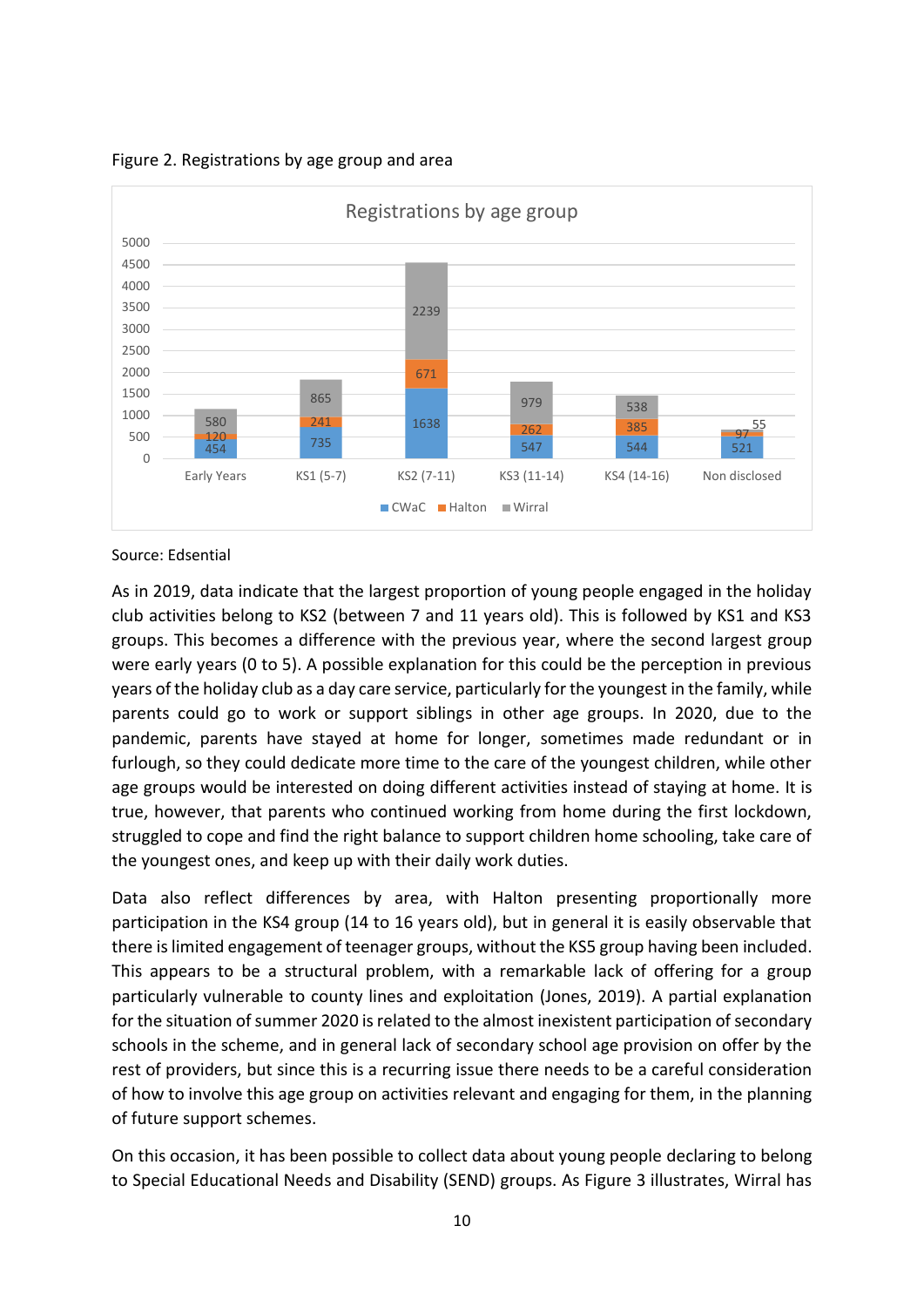Figure 2. Registrations by age group and area

| Registrations by age group | Early Years | KS1 (5-7) | KS2 (7-11) | KS3 (11-14) | KS4 (14-16) | Non disclosed |
|---|---|---|---|---|---|---|
| CWaC | 454 | 735 | 1638 | 547 | 544 | 521 |
| Halton | 120 | 241 | 671 | 262 | 385 | 97 |
| Wirral | 580 | 865 | 2239 | 979 | 538 | 55 |

Source: Edsential

As in 2019, data indicate that the largest proportion of young people engaged in the holiday club activities belong to KS2 (between 7 and 11 years old). This is followed by KS1 and KS3 groups. This becomes a difference with the previous year, where the second largest group were early years (0 to 5). A possible explanation for this could be the perception in previous years of the holiday club as a day care service, particularly for the youngest in the family, while parents could go to work or support siblings in other age groups. In 2020, due to the pandemic, parents have stayed at home for longer, sometimes made redundant or in furlough, so they could dedicate more time to the care of the youngest children, while other age groups would be interested on doing different activities instead of staying at home. It is true, however, that parents who continued working from home during the first lockdown, struggled to cope and find the right balance to support children home schooling, take care of the youngest ones, and keep up with their daily work duties.

Data also reflect differences by area, with Halton presenting proportionally more participation in the KS4 group (14 to 16 years old), but in general it is easily observable that there is limited engagement of teenager groups, without the KS5 group having been included. This appears to be a structural problem, with a remarkable lack of offering for a group particularly vulnerable to county lines and exploitation (Jones, 2019). A partial explanation for the situation of summer 2020 is related to the almost inexistent participation of secondary schools in the scheme, and in general lack of secondary school age provision on offer by the rest of providers, but since this is a recurring issue there needs to be a careful consideration of how to involve this age group on activities relevant and engaging for them, in the planning of future support schemes.

On this occasion, it has been possible to collect data about young people declaring to belong to Special Educational Needs and Disability (SEND) groups. As Figure 3 illustrates, Wirral has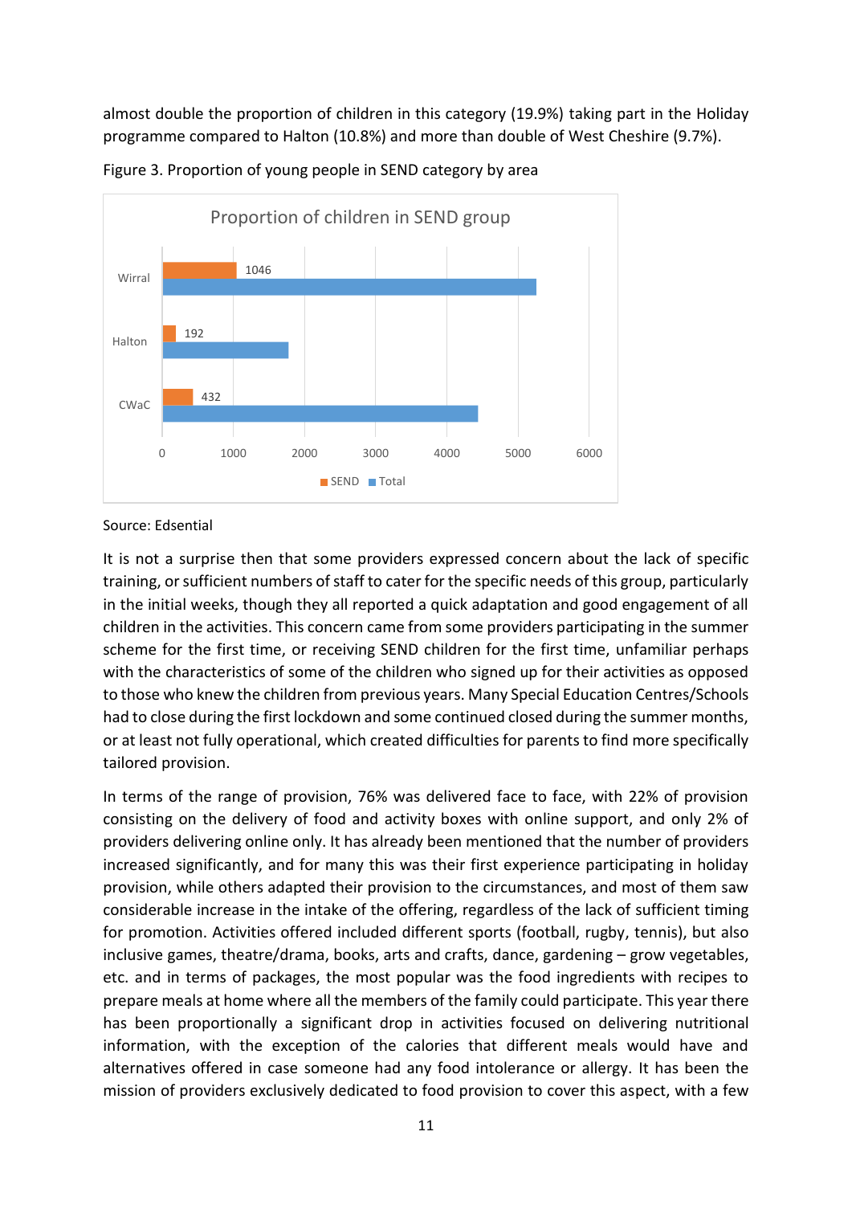almost double the proportion of children in this category (19.9%) taking part in the Holiday programme compared to Halton (10.8%) and more than double of West Cheshire (9.7%).

Figure 3. Proportion of young people in SEND category by area

Source: Edsential

It is not a surprise then that some providers expressed concern about the lack of specific training, or sufficient numbers of staff to cater for the specific needs of this group, particularly in the initial weeks, though they all reported a quick adaptation and good engagement of all children in the activities. This concern came from some providers participating in the summer scheme for the first time, or receiving SEND children for the first time, unfamiliar perhaps with the characteristics of some of the children who signed up for their activities as opposed to those who knew the children from previous years. Many Special Education Centres/Schools had to close during the first lockdown and some continued closed during the summer months, or at least not fully operational, which created difficulties for parents to find more specifically tailored provision.

In terms of the range of provision, 76% was delivered face to face, with 22% of provision consisting on the delivery of food and activity boxes with online support, and only 2% of providers delivering online only. It has already been mentioned that the number of providers increased significantly, and for many this was their first experience participating in holiday provision, while others adapted their provision to the circumstances, and most of them saw considerable increase in the intake of the offering, regardless of the lack of sufficient timing for promotion. Activities offered included different sports (football, rugby, tennis), but also inclusive games, theatre/drama, books, arts and crafts, dance, gardening – grow vegetables, etc. and in terms of packages, the most popular was the food ingredients with recipes to prepare meals at home where all the members of the family could participate. This year there has been proportionally a significant drop in activities focused on delivering nutritional information, with the exception of the calories that different meals would have and alternatives offered in case someone had any food intolerance or allergy. It has been the mission of providers exclusively dedicated to food provision to cover this aspect, with a few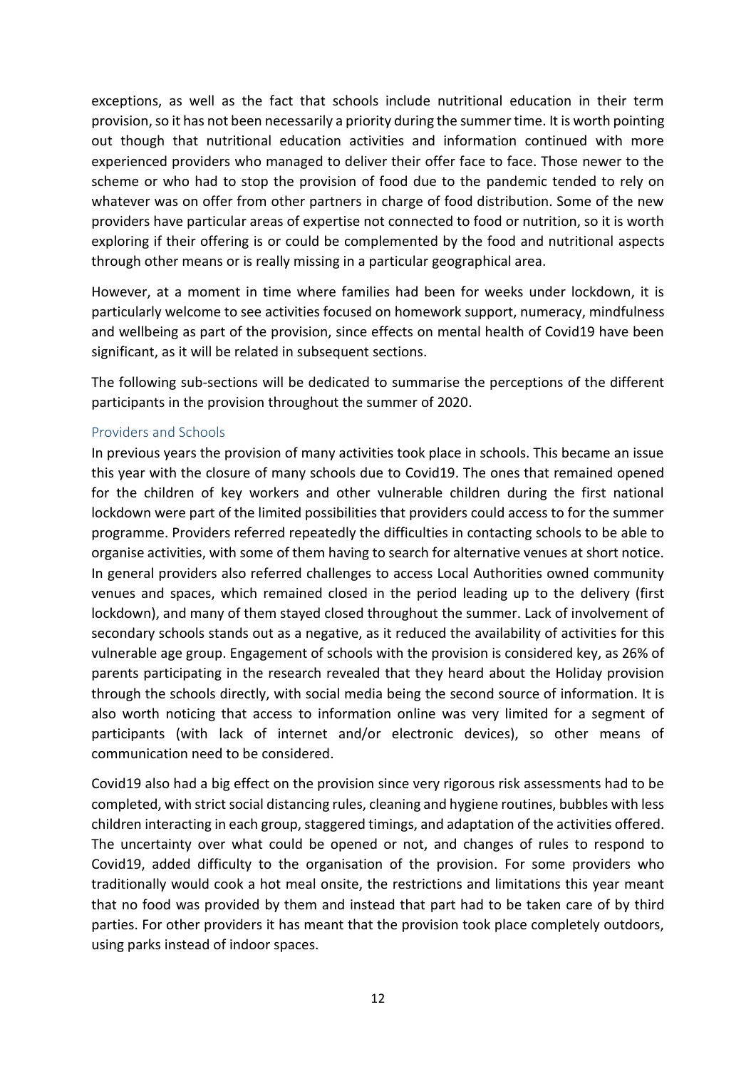exceptions, as well as the fact that schools include nutritional education in their term provision, so it has not been necessarily a priority during the summer time. It is worth pointing out though that nutritional education activities and information continued with more experienced providers who managed to deliver their offer face to face. Those newer to the scheme or who had to stop the provision of food due to the pandemic tended to rely on whatever was on offer from other partners in charge of food distribution. Some of the new providers have particular areas of expertise not connected to food or nutrition, so it is worth exploring if their offering is or could be complemented by the food and nutritional aspects through other means or is really missing in a particular geographical area.

However, at a moment in time where families had been for weeks under lockdown, it is particularly welcome to see activities focused on homework support, numeracy, mindfulness and wellbeing as part of the provision, since effects on mental health of Covid19 have been significant, as it will be related in subsequent sections.

The following sub-sections will be dedicated to summarise the perceptions of the different participants in the provision throughout the summer of 2020.

### Providers and Schools

In previous years the provision of many activities took place in schools. This became an issue this year with the closure of many schools due to Covid19. The ones that remained opened for the children of key workers and other vulnerable children during the first national lockdown were part of the limited possibilities that providers could access to for the summer programme. Providers referred repeatedly the difficulties in contacting schools to be able to organise activities, with some of them having to search for alternative venues at short notice. In general providers also referred challenges to access Local Authorities owned community venues and spaces, which remained closed in the period leading up to the delivery (first lockdown), and many of them stayed closed throughout the summer. Lack of involvement of secondary schools stands out as a negative, as it reduced the availability of activities for this vulnerable age group. Engagement of schools with the provision is considered key, as 26% of parents participating in the research revealed that they heard about the Holiday provision through the schools directly, with social media being the second source of information. It is also worth noticing that access to information online was very limited for a segment of participants (with lack of internet and/or electronic devices), so other means of communication need to be considered.

Covid19 also had a big effect on the provision since very rigorous risk assessments had to be completed, with strict social distancing rules, cleaning and hygiene routines, bubbles with less children interacting in each group, staggered timings, and adaptation of the activities offered. The uncertainty over what could be opened or not, and changes of rules to respond to Covid19, added difficulty to the organisation of the provision. For some providers who traditionally would cook a hot meal onsite, the restrictions and limitations this year meant that no food was provided by them and instead that part had to be taken care of by third parties. For other providers it has meant that the provision took place completely outdoors, using parks instead of indoor spaces.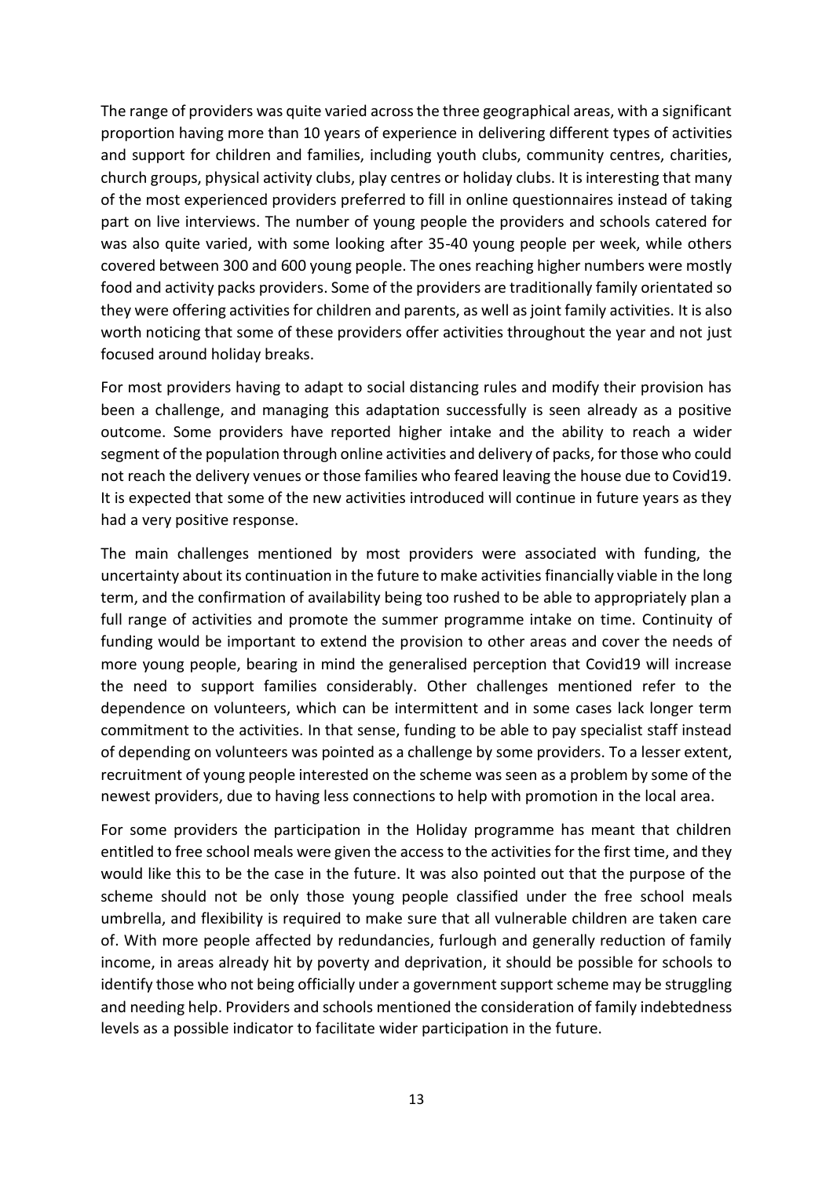The range of providers was quite varied across the three geographical areas, with a significant proportion having more than 10 years of experience in delivering different types of activities and support for children and families, including youth clubs, community centres, charities, church groups, physical activity clubs, play centres or holiday clubs. It is interesting that many of the most experienced providers preferred to fill in online questionnaires instead of taking part on live interviews. The number of young people the providers and schools catered for was also quite varied, with some looking after 35-40 young people per week, while others covered between 300 and 600 young people. The ones reaching higher numbers were mostly food and activity packs providers. Some of the providers are traditionally family orientated so they were offering activities for children and parents, as well as joint family activities. It is also worth noticing that some of these providers offer activities throughout the year and not just focused around holiday breaks.

For most providers having to adapt to social distancing rules and modify their provision has been a challenge, and managing this adaptation successfully is seen already as a positive outcome. Some providers have reported higher intake and the ability to reach a wider segment of the population through online activities and delivery of packs, for those who could not reach the delivery venues or those families who feared leaving the house due to Covid19. It is expected that some of the new activities introduced will continue in future years as they had a very positive response.

The main challenges mentioned by most providers were associated with funding, the uncertainty about its continuation in the future to make activities financially viable in the long term, and the confirmation of availability being too rushed to be able to appropriately plan a full range of activities and promote the summer programme intake on time. Continuity of funding would be important to extend the provision to other areas and cover the needs of more young people, bearing in mind the generalised perception that Covid19 will increase the need to support families considerably. Other challenges mentioned refer to the dependence on volunteers, which can be intermittent and in some cases lack longer term commitment to the activities. In that sense, funding to be able to pay specialist staff instead of depending on volunteers was pointed as a challenge by some providers. To a lesser extent, recruitment of young people interested on the scheme was seen as a problem by some of the newest providers, due to having less connections to help with promotion in the local area.

For some providers the participation in the Holiday programme has meant that children entitled to free school meals were given the access to the activities for the first time, and they would like this to be the case in the future. It was also pointed out that the purpose of the scheme should not be only those young people classified under the free school meals umbrella, and flexibility is required to make sure that all vulnerable children are taken care of. With more people affected by redundancies, furlough and generally reduction of family income, in areas already hit by poverty and deprivation, it should be possible for schools to identify those who not being officially under a government support scheme may be struggling and needing help. Providers and schools mentioned the consideration of family indebtedness levels as a possible indicator to facilitate wider participation in the future.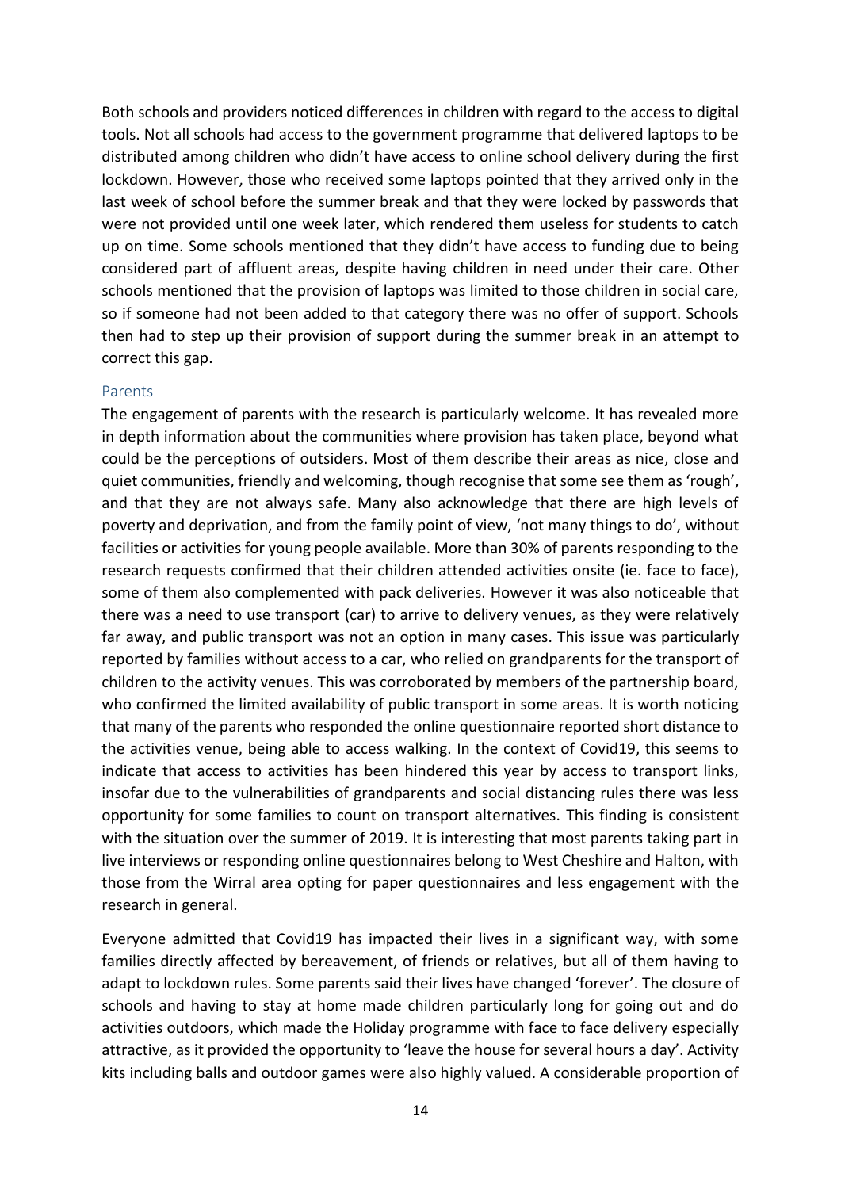Both schools and providers noticed differences in children with regard to the access to digital tools. Not all schools had access to the government programme that delivered laptops to be distributed among children who didn't have access to online school delivery during the first lockdown. However, those who received some laptops pointed that they arrived only in the last week of school before the summer break and that they were locked by passwords that were not provided until one week later, which rendered them useless for students to catch up on time. Some schools mentioned that they didn't have access to funding due to being considered part of affluent areas, despite having children in need under their care. Other schools mentioned that the provision of laptops was limited to those children in social care, so if someone had not been added to that category there was no offer of support. Schools then had to step up their provision of support during the summer break in an attempt to correct this gap.

### Parents

The engagement of parents with the research is particularly welcome. It has revealed more in depth information about the communities where provision has taken place, beyond what could be the perceptions of outsiders. Most of them describe their areas as nice, close and quiet communities, friendly and welcoming, though recognise that some see them as 'rough', and that they are not always safe. Many also acknowledge that there are high levels of poverty and deprivation, and from the family point of view, 'not many things to do', without facilities or activities for young people available. More than 30% of parents responding to the research requests confirmed that their children attended activities onsite (ie. face to face), some of them also complemented with pack deliveries. However it was also noticeable that there was a need to use transport (car) to arrive to delivery venues, as they were relatively far away, and public transport was not an option in many cases. This issue was particularly reported by families without access to a car, who relied on grandparents for the transport of children to the activity venues. This was corroborated by members of the partnership board, who confirmed the limited availability of public transport in some areas. It is worth noticing that many of the parents who responded the online questionnaire reported short distance to the activities venue, being able to access walking. In the context of Covid19, this seems to indicate that access to activities has been hindered this year by access to transport links, insofar due to the vulnerabilities of grandparents and social distancing rules there was less opportunity for some families to count on transport alternatives. This finding is consistent with the situation over the summer of 2019. It is interesting that most parents taking part in live interviews or responding online questionnaires belong to West Cheshire and Halton, with those from the Wirral area opting for paper questionnaires and less engagement with the research in general.

Everyone admitted that Covid19 has impacted their lives in a significant way, with some families directly affected by bereavement, of friends or relatives, but all of them having to adapt to lockdown rules. Some parents said their lives have changed 'forever'. The closure of schools and having to stay at home made children particularly long for going out and do activities outdoors, which made the Holiday programme with face to face delivery especially attractive, as it provided the opportunity to 'leave the house for several hours a day'. Activity kits including balls and outdoor games were also highly valued. A considerable proportion of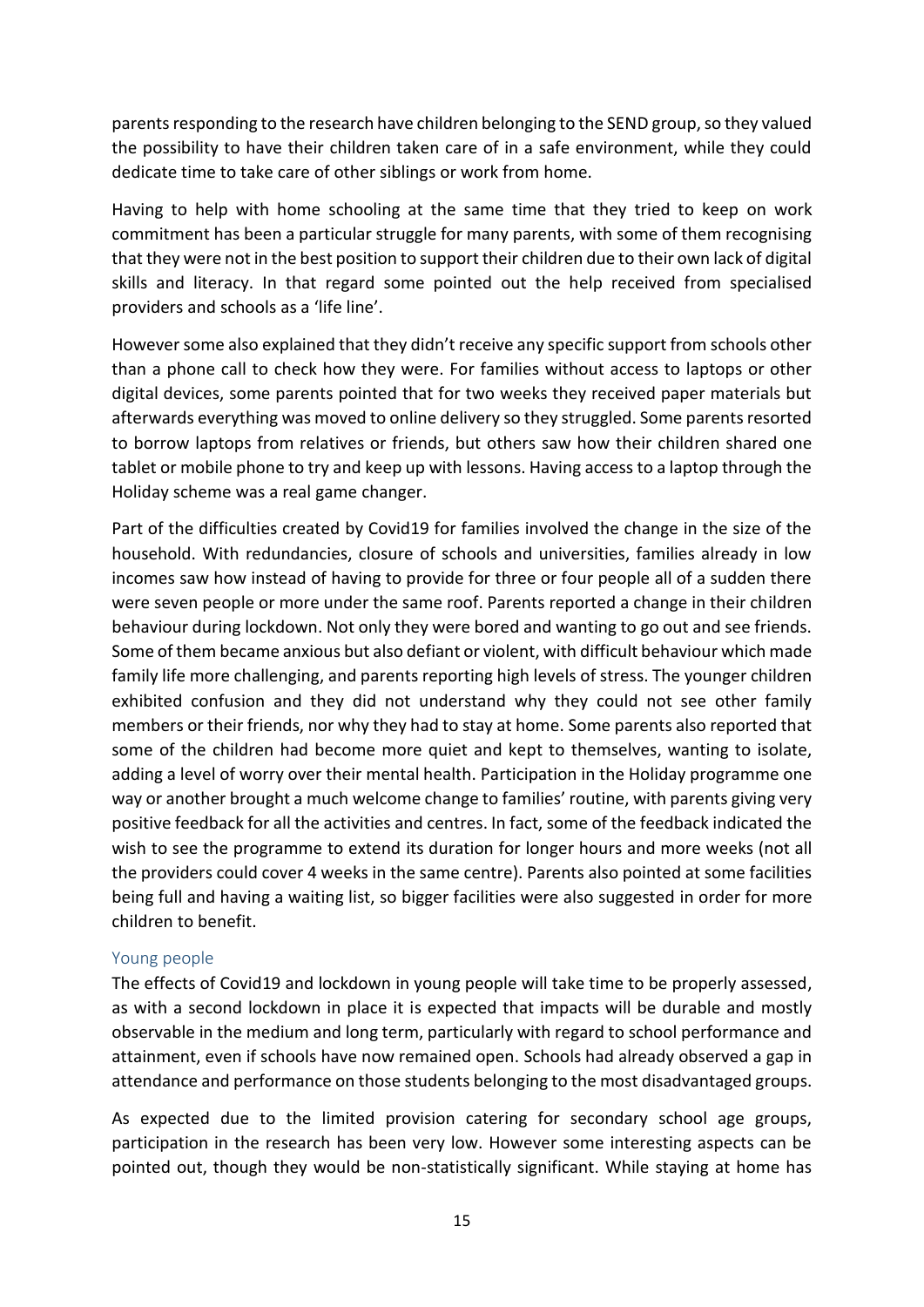parents responding to the research have children belonging to the SEND group, so they valued the possibility to have their children taken care of in a safe environment, while they could dedicate time to take care of other siblings or work from home.

Having to help with home schooling at the same time that they tried to keep on work commitment has been a particular struggle for many parents, with some of them recognising that they were not in the best position to support their children due to their own lack of digital skills and literacy. In that regard some pointed out the help received from specialised providers and schools as a 'life line'.

However some also explained that they didn't receive any specific support from schools other than a phone call to check how they were. For families without access to laptops or other digital devices, some parents pointed that for two weeks they received paper materials but afterwards everything was moved to online delivery so they struggled. Some parents resorted to borrow laptops from relatives or friends, but others saw how their children shared one tablet or mobile phone to try and keep up with lessons. Having access to a laptop through the Holiday scheme was a real game changer.

Part of the difficulties created by Covid19 for families involved the change in the size of the household. With redundancies, closure of schools and universities, families already in low incomes saw how instead of having to provide for three or four people all of a sudden there were seven people or more under the same roof. Parents reported a change in their children behaviour during lockdown. Not only they were bored and wanting to go out and see friends. Some of them became anxious but also defiant or violent, with difficult behaviour which made family life more challenging, and parents reporting high levels of stress. The younger children exhibited confusion and they did not understand why they could not see other family members or their friends, nor why they had to stay at home. Some parents also reported that some of the children had become more quiet and kept to themselves, wanting to isolate, adding a level of worry over their mental health. Participation in the Holiday programme one way or another brought a much welcome change to families' routine, with parents giving very positive feedback for all the activities and centres. In fact, some of the feedback indicated the wish to see the programme to extend its duration for longer hours and more weeks (not all the providers could cover 4 weeks in the same centre). Parents also pointed at some facilities being full and having a waiting list, so bigger facilities were also suggested in order for more children to benefit.

### Young people

The effects of Covid19 and lockdown in young people will take time to be properly assessed, as with a second lockdown in place it is expected that impacts will be durable and mostly observable in the medium and long term, particularly with regard to school performance and attainment, even if schools have now remained open. Schools had already observed a gap in attendance and performance on those students belonging to the most disadvantaged groups.

As expected due to the limited provision catering for secondary school age groups, participation in the research has been very low. However some interesting aspects can be pointed out, though they would be non-statistically significant. While staying at home has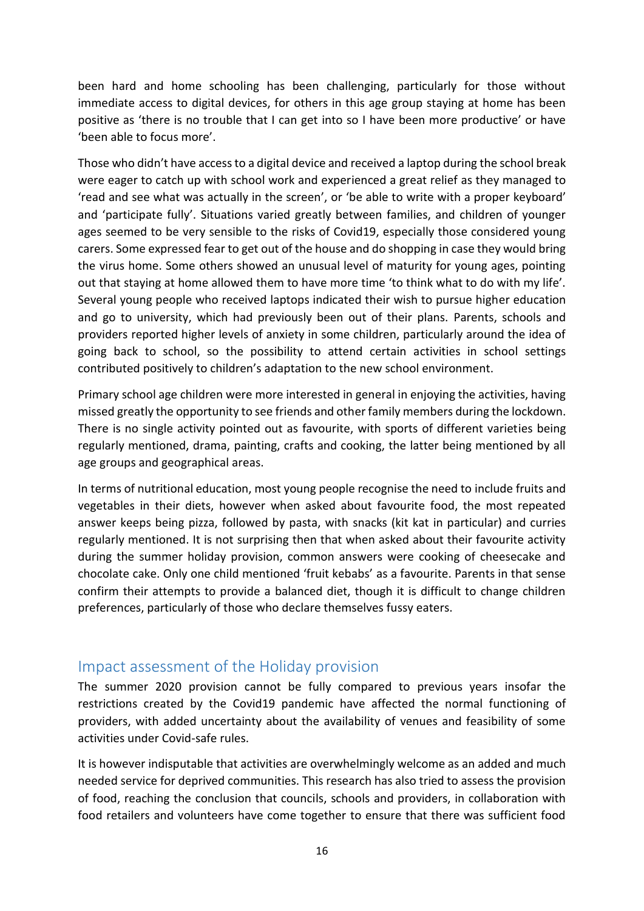been hard and home schooling has been challenging, particularly for those without immediate access to digital devices, for others in this age group staying at home has been positive as 'there is no trouble that I can get into so I have been more productive' or have 'been able to focus more'.

Those who didn't have access to a digital device and received a laptop during the school break were eager to catch up with school work and experienced a great relief as they managed to 'read and see what was actually in the screen', or 'be able to write with a proper keyboard' and 'participate fully'. Situations varied greatly between families, and children of younger ages seemed to be very sensible to the risks of Covid19, especially those considered young carers. Some expressed fear to get out of the house and do shopping in case they would bring the virus home. Some others showed an unusual level of maturity for young ages, pointing out that staying at home allowed them to have more time 'to think what to do with my life'. Several young people who received laptops indicated their wish to pursue higher education and go to university, which had previously been out of their plans. Parents, schools and providers reported higher levels of anxiety in some children, particularly around the idea of going back to school, so the possibility to attend certain activities in school settings contributed positively to children's adaptation to the new school environment.

Primary school age children were more interested in general in enjoying the activities, having missed greatly the opportunity to see friends and other family members during the lockdown. There is no single activity pointed out as favourite, with sports of different varieties being regularly mentioned, drama, painting, crafts and cooking, the latter being mentioned by all age groups and geographical areas.

In terms of nutritional education, most young people recognise the need to include fruits and vegetables in their diets, however when asked about favourite food, the most repeated answer keeps being pizza, followed by pasta, with snacks (kit kat in particular) and curries regularly mentioned. It is not surprising then that when asked about their favourite activity during the summer holiday provision, common answers were cooking of cheesecake and chocolate cake. Only one child mentioned 'fruit kebabs' as a favourite. Parents in that sense confirm their attempts to provide a balanced diet, though it is difficult to change children preferences, particularly of those who declare themselves fussy eaters.

## Impact assessment of the Holiday provision

The summer 2020 provision cannot be fully compared to previous years insofar the restrictions created by the Covid19 pandemic have affected the normal functioning of providers, with added uncertainty about the availability of venues and feasibility of some activities under Covid-safe rules.

It is however indisputable that activities are overwhelmingly welcome as an added and much needed service for deprived communities. This research has also tried to assess the provision of food, reaching the conclusion that councils, schools and providers, in collaboration with food retailers and volunteers have come together to ensure that there was sufficient food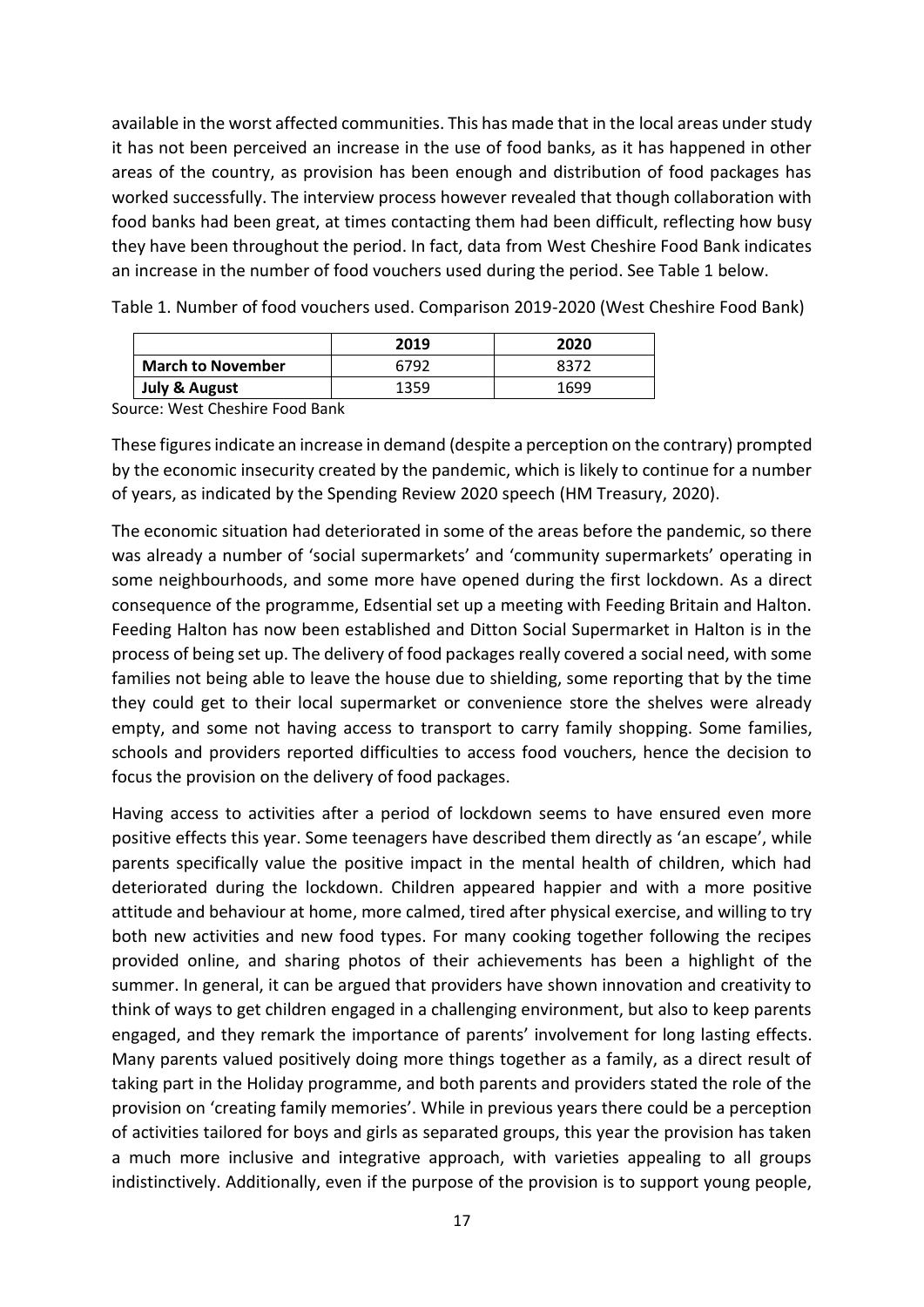available in the worst affected communities. This has made that in the local areas under study it has not been perceived an increase in the use of food banks, as it has happened in other areas of the country, as provision has been enough and distribution of food packages has worked successfully. The interview process however revealed that though collaboration with food banks had been great, at times contacting them had been difficult, reflecting how busy they have been throughout the period. In fact, data from West Cheshire Food Bank indicates an increase in the number of food vouchers used during the period. See Table 1 below.

Table 1. Number of food vouchers used. Comparison 2019-2020 (West Cheshire Food Bank)

| | 2019 | 2020 |
|---|---|---|
| **March to November** | 6792 | 8372 |
| **July & August** | 1359 | 1699 |

Source: West Cheshire Food Bank

These figures indicate an increase in demand (despite a perception on the contrary) prompted by the economic insecurity created by the pandemic, which is likely to continue for a number of years, as indicated by the Spending Review 2020 speech (HM Treasury, 2020).

The economic situation had deteriorated in some of the areas before the pandemic, so there was already a number of 'social supermarkets' and 'community supermarkets' operating in some neighbourhoods, and some more have opened during the first lockdown. As a direct consequence of the programme, Edsential set up a meeting with Feeding Britain and Halton. Feeding Halton has now been established and Ditton Social Supermarket in Halton is in the process of being set up. The delivery of food packages really covered a social need, with some families not being able to leave the house due to shielding, some reporting that by the time they could get to their local supermarket or convenience store the shelves were already empty, and some not having access to transport to carry family shopping. Some families, schools and providers reported difficulties to access food vouchers, hence the decision to focus the provision on the delivery of food packages.

Having access to activities after a period of lockdown seems to have ensured even more positive effects this year. Some teenagers have described them directly as 'an escape', while parents specifically value the positive impact in the mental health of children, which had deteriorated during the lockdown. Children appeared happier and with a more positive attitude and behaviour at home, more calmed, tired after physical exercise, and willing to try both new activities and new food types. For many cooking together following the recipes provided online, and sharing photos of their achievements has been a highlight of the summer. In general, it can be argued that providers have shown innovation and creativity to think of ways to get children engaged in a challenging environment, but also to keep parents engaged, and they remark the importance of parents' involvement for long lasting effects. Many parents valued positively doing more things together as a family, as a direct result of taking part in the Holiday programme, and both parents and providers stated the role of the provision on 'creating family memories'. While in previous years there could be a perception of activities tailored for boys and girls as separated groups, this year the provision has taken a much more inclusive and integrative approach, with varieties appealing to all groups indistinctively. Additionally, even if the purpose of the provision is to support young people,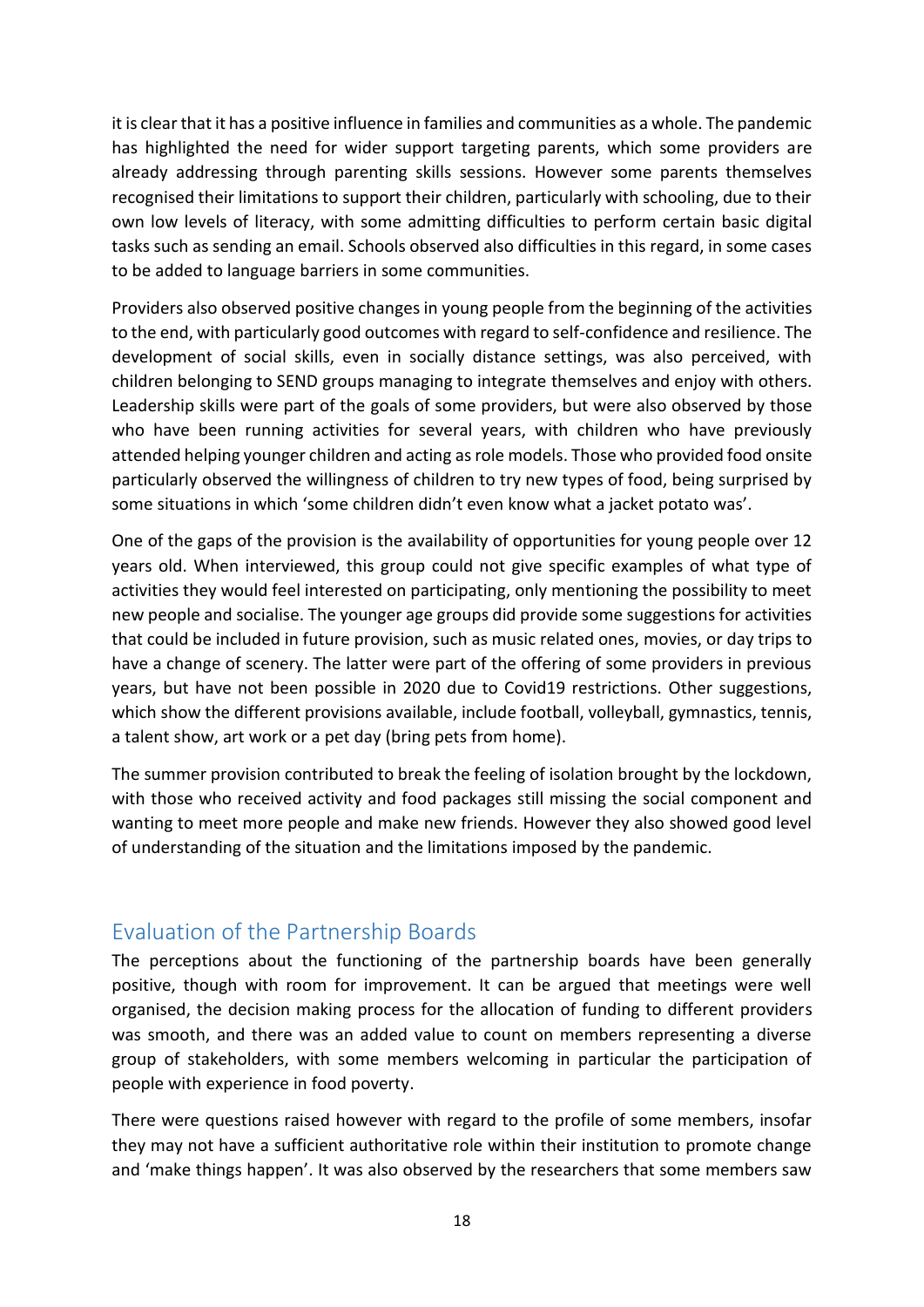it is clear that it has a positive influence in families and communities as a whole. The pandemic has highlighted the need for wider support targeting parents, which some providers are already addressing through parenting skills sessions. However some parents themselves recognised their limitations to support their children, particularly with schooling, due to their own low levels of literacy, with some admitting difficulties to perform certain basic digital tasks such as sending an email. Schools observed also difficulties in this regard, in some cases to be added to language barriers in some communities.

Providers also observed positive changes in young people from the beginning of the activities to the end, with particularly good outcomes with regard to self-confidence and resilience. The development of social skills, even in socially distance settings, was also perceived, with children belonging to SEND groups managing to integrate themselves and enjoy with others. Leadership skills were part of the goals of some providers, but were also observed by those who have been running activities for several years, with children who have previously attended helping younger children and acting as role models. Those who provided food onsite particularly observed the willingness of children to try new types of food, being surprised by some situations in which 'some children didn't even know what a jacket potato was'.

One of the gaps of the provision is the availability of opportunities for young people over 12 years old. When interviewed, this group could not give specific examples of what type of activities they would feel interested on participating, only mentioning the possibility to meet new people and socialise. The younger age groups did provide some suggestions for activities that could be included in future provision, such as music related ones, movies, or day trips to have a change of scenery. The latter were part of the offering of some providers in previous years, but have not been possible in 2020 due to Covid19 restrictions. Other suggestions, which show the different provisions available, include football, volleyball, gymnastics, tennis, a talent show, art work or a pet day (bring pets from home).

The summer provision contributed to break the feeling of isolation brought by the lockdown, with those who received activity and food packages still missing the social component and wanting to meet more people and make new friends. However they also showed good level of understanding of the situation and the limitations imposed by the pandemic.

## Evaluation of the Partnership Boards

The perceptions about the functioning of the partnership boards have been generally positive, though with room for improvement. It can be argued that meetings were well organised, the decision making process for the allocation of funding to different providers was smooth, and there was an added value to count on members representing a diverse group of stakeholders, with some members welcoming in particular the participation of people with experience in food poverty.

There were questions raised however with regard to the profile of some members, insofar they may not have a sufficient authoritative role within their institution to promote change and 'make things happen'. It was also observed by the researchers that some members saw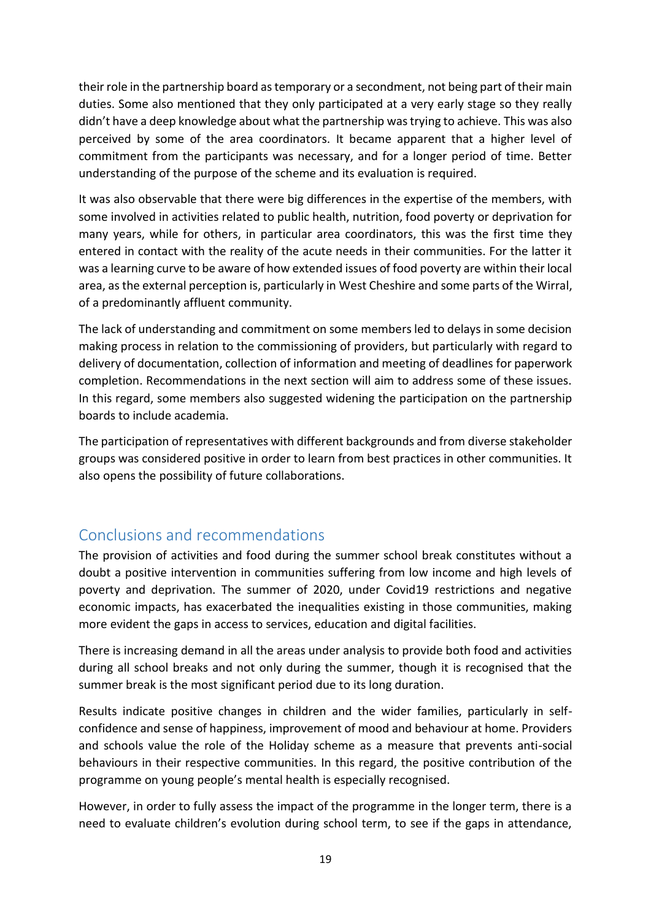their role in the partnership board as temporary or a secondment, not being part of their main duties. Some also mentioned that they only participated at a very early stage so they really didn't have a deep knowledge about what the partnership was trying to achieve. This was also perceived by some of the area coordinators. It became apparent that a higher level of commitment from the participants was necessary, and for a longer period of time. Better understanding of the purpose of the scheme and its evaluation is required.

It was also observable that there were big differences in the expertise of the members, with some involved in activities related to public health, nutrition, food poverty or deprivation for many years, while for others, in particular area coordinators, this was the first time they entered in contact with the reality of the acute needs in their communities. For the latter it was a learning curve to be aware of how extended issues of food poverty are within their local area, as the external perception is, particularly in West Cheshire and some parts of the Wirral, of a predominantly affluent community.

The lack of understanding and commitment on some members led to delays in some decision making process in relation to the commissioning of providers, but particularly with regard to delivery of documentation, collection of information and meeting of deadlines for paperwork completion. Recommendations in the next section will aim to address some of these issues. In this regard, some members also suggested widening the participation on the partnership boards to include academia.

The participation of representatives with different backgrounds and from diverse stakeholder groups was considered positive in order to learn from best practices in other communities. It also opens the possibility of future collaborations.

## Conclusions and recommendations

The provision of activities and food during the summer school break constitutes without a doubt a positive intervention in communities suffering from low income and high levels of poverty and deprivation. The summer of 2020, under Covid19 restrictions and negative economic impacts, has exacerbated the inequalities existing in those communities, making more evident the gaps in access to services, education and digital facilities.

There is increasing demand in all the areas under analysis to provide both food and activities during all school breaks and not only during the summer, though it is recognised that the summer break is the most significant period due to its long duration.

Results indicate positive changes in children and the wider families, particularly in self-confidence and sense of happiness, improvement of mood and behaviour at home. Providers and schools value the role of the Holiday scheme as a measure that prevents anti-social behaviours in their respective communities. In this regard, the positive contribution of the programme on young people's mental health is especially recognised.

However, in order to fully assess the impact of the programme in the longer term, there is a need to evaluate children's evolution during school term, to see if the gaps in attendance,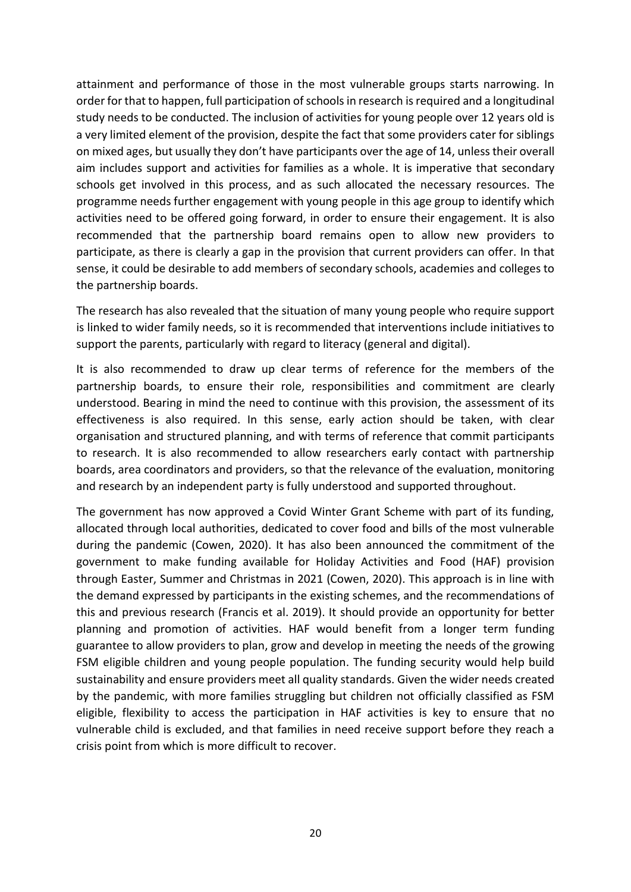attainment and performance of those in the most vulnerable groups starts narrowing. In order for that to happen, full participation of schools in research is required and a longitudinal study needs to be conducted. The inclusion of activities for young people over 12 years old is a very limited element of the provision, despite the fact that some providers cater for siblings on mixed ages, but usually they don't have participants over the age of 14, unless their overall aim includes support and activities for families as a whole. It is imperative that secondary schools get involved in this process, and as such allocated the necessary resources. The programme needs further engagement with young people in this age group to identify which activities need to be offered going forward, in order to ensure their engagement. It is also recommended that the partnership board remains open to allow new providers to participate, as there is clearly a gap in the provision that current providers can offer. In that sense, it could be desirable to add members of secondary schools, academies and colleges to the partnership boards.

The research has also revealed that the situation of many young people who require support is linked to wider family needs, so it is recommended that interventions include initiatives to support the parents, particularly with regard to literacy (general and digital).

It is also recommended to draw up clear terms of reference for the members of the partnership boards, to ensure their role, responsibilities and commitment are clearly understood. Bearing in mind the need to continue with this provision, the assessment of its effectiveness is also required. In this sense, early action should be taken, with clear organisation and structured planning, and with terms of reference that commit participants to research. It is also recommended to allow researchers early contact with partnership boards, area coordinators and providers, so that the relevance of the evaluation, monitoring and research by an independent party is fully understood and supported throughout.

The government has now approved a Covid Winter Grant Scheme with part of its funding, allocated through local authorities, dedicated to cover food and bills of the most vulnerable during the pandemic (Cowen, 2020). It has also been announced the commitment of the government to make funding available for Holiday Activities and Food (HAF) provision through Easter, Summer and Christmas in 2021 (Cowen, 2020). This approach is in line with the demand expressed by participants in the existing schemes, and the recommendations of this and previous research (Francis et al. 2019). It should provide an opportunity for better planning and promotion of activities. HAF would benefit from a longer term funding guarantee to allow providers to plan, grow and develop in meeting the needs of the growing FSM eligible children and young people population. The funding security would help build sustainability and ensure providers meet all quality standards. Given the wider needs created by the pandemic, with more families struggling but children not officially classified as FSM eligible, flexibility to access the participation in HAF activities is key to ensure that no vulnerable child is excluded, and that families in need receive support before they reach a crisis point from which is more difficult to recover.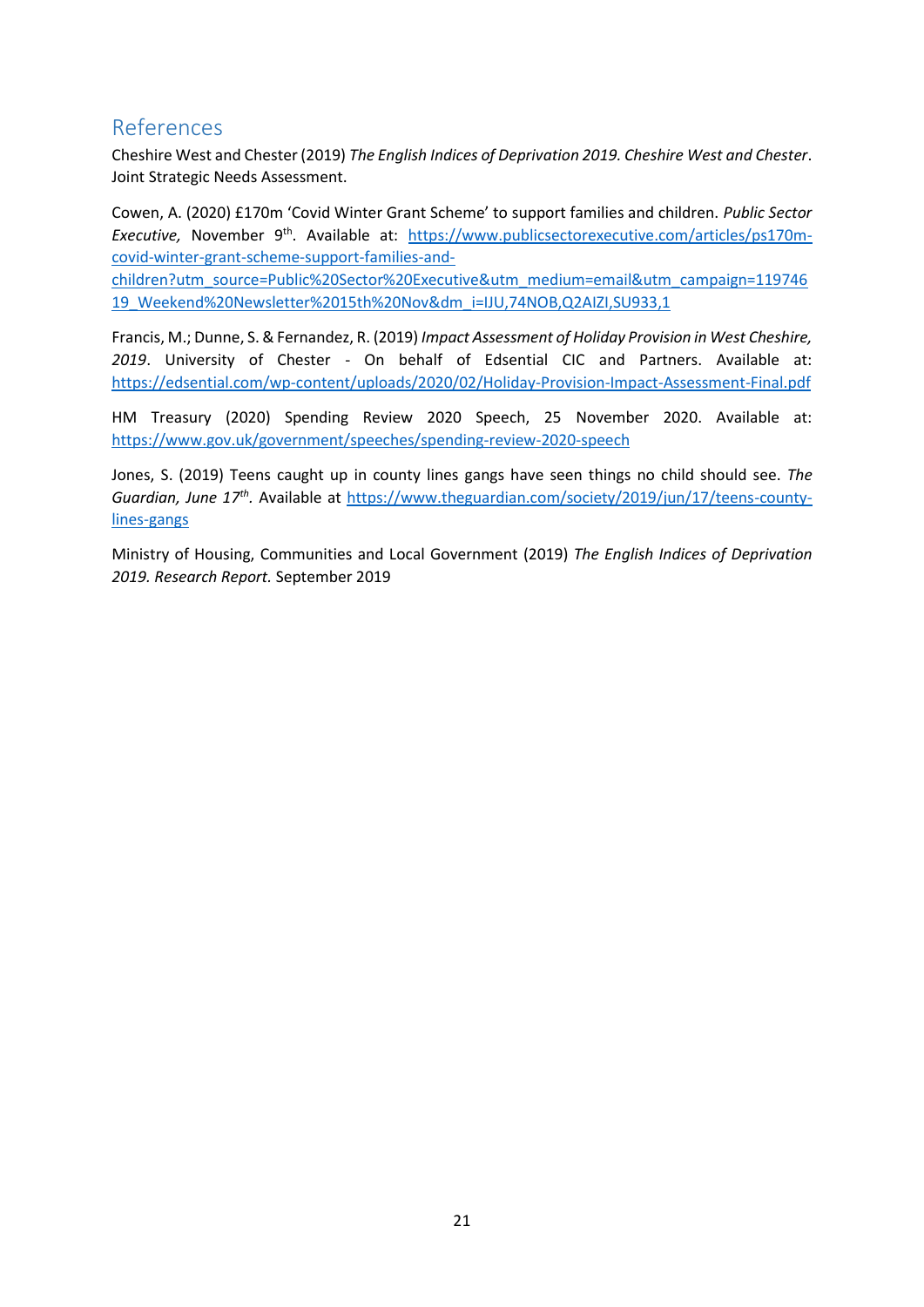## References

Cheshire West and Chester (2019) *The English Indices of Deprivation 2019. Cheshire West and Chester*. Joint Strategic Needs Assessment.

Cowen, A. (2020) £170m 'Covid Winter Grant Scheme' to support families and children. *Public Sector Executive,* November 9th. Available at: https://www.publicsectorexecutive.com/articles/ps170m-covid-winter-grant-scheme-support-families-and-children?utm_source=Public%20Sector%20Executive&utm_medium=email&utm_campaign=11974619_Weekend%20Newsletter%2015th%20Nov&dm_i=IJU,74NOB,Q2AIZI,SU933,1

Francis, M.; Dunne, S. & Fernandez, R. (2019) *Impact Assessment of Holiday Provision in West Cheshire, 2019*. University of Chester - On behalf of Edsential CIC and Partners. Available at: https://edsential.com/wp-content/uploads/2020/02/Holiday-Provision-Impact-Assessment-Final.pdf

HM Treasury (2020) Spending Review 2020 Speech, 25 November 2020. Available at: https://www.gov.uk/government/speeches/spending-review-2020-speech

Jones, S. (2019) Teens caught up in county lines gangs have seen things no child should see. *The Guardian, June 17th.* Available at https://www.theguardian.com/society/2019/jun/17/teens-county-lines-gangs

Ministry of Housing, Communities and Local Government (2019) *The English Indices of Deprivation 2019. Research Report.* September 2019